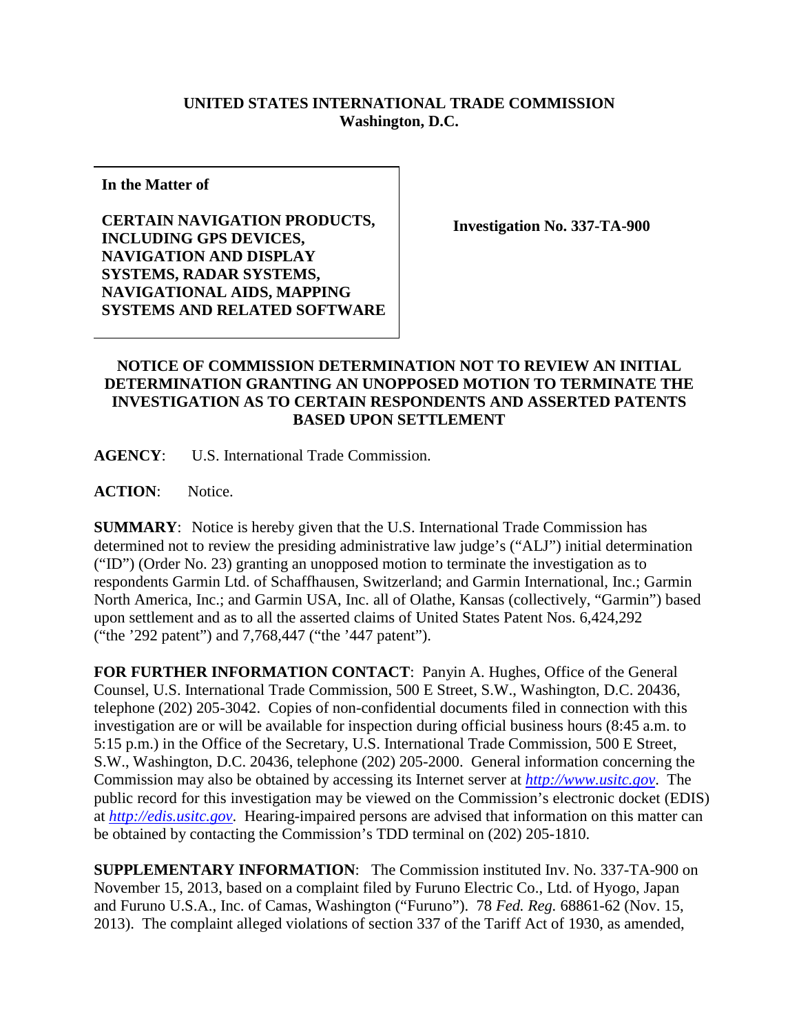**UNITED STATES INTERNATIONAL TRADE COMMISSION**
**Washington, D.C.**

| **In the Matter of** <br><br> **CERTAIN NAVIGATION PRODUCTS, INCLUDING GPS DEVICES, NAVIGATION AND DISPLAY SYSTEMS, RADAR SYSTEMS, NAVIGATIONAL AIDS, MAPPING SYSTEMS AND RELATED SOFTWARE** | **Investigation No. 337-TA-900** |
|---|---|

**NOTICE OF COMMISSION DETERMINATION NOT TO REVIEW AN INITIAL DETERMINATION GRANTING AN UNOPPOSED MOTION TO TERMINATE THE INVESTIGATION AS TO CERTAIN RESPONDENTS AND ASSERTED PATENTS BASED UPON SETTLEMENT**

**AGENCY**: U.S. International Trade Commission.

**ACTION**: Notice.

**SUMMARY**: Notice is hereby given that the U.S. International Trade Commission has determined not to review the presiding administrative law judge's ("ALJ") initial determination ("ID") (Order No. 23) granting an unopposed motion to terminate the investigation as to respondents Garmin Ltd. of Schaffhausen, Switzerland; and Garmin International, Inc.; Garmin North America, Inc.; and Garmin USA, Inc. all of Olathe, Kansas (collectively, "Garmin") based upon settlement and as to all the asserted claims of United States Patent Nos. 6,424,292 ("the '292 patent") and 7,768,447 ("the '447 patent").

**FOR FURTHER INFORMATION CONTACT**: Panyin A. Hughes, Office of the General Counsel, U.S. International Trade Commission, 500 E Street, S.W., Washington, D.C. 20436, telephone (202) 205-3042. Copies of non-confidential documents filed in connection with this investigation are or will be available for inspection during official business hours (8:45 a.m. to 5:15 p.m.) in the Office of the Secretary, U.S. International Trade Commission, 500 E Street, S.W., Washington, D.C. 20436, telephone (202) 205-2000. General information concerning the Commission may also be obtained by accessing its Internet server at *http://www.usitc.gov*. The public record for this investigation may be viewed on the Commission's electronic docket (EDIS) at *http://edis.usitc.gov*. Hearing-impaired persons are advised that information on this matter can be obtained by contacting the Commission's TDD terminal on (202) 205-1810.

**SUPPLEMENTARY INFORMATION**: The Commission instituted Inv. No. 337-TA-900 on November 15, 2013, based on a complaint filed by Furuno Electric Co., Ltd. of Hyogo, Japan and Furuno U.S.A., Inc. of Camas, Washington ("Furuno"). 78 *Fed. Reg.* 68861-62 (Nov. 15, 2013). The complaint alleged violations of section 337 of the Tariff Act of 1930, as amended,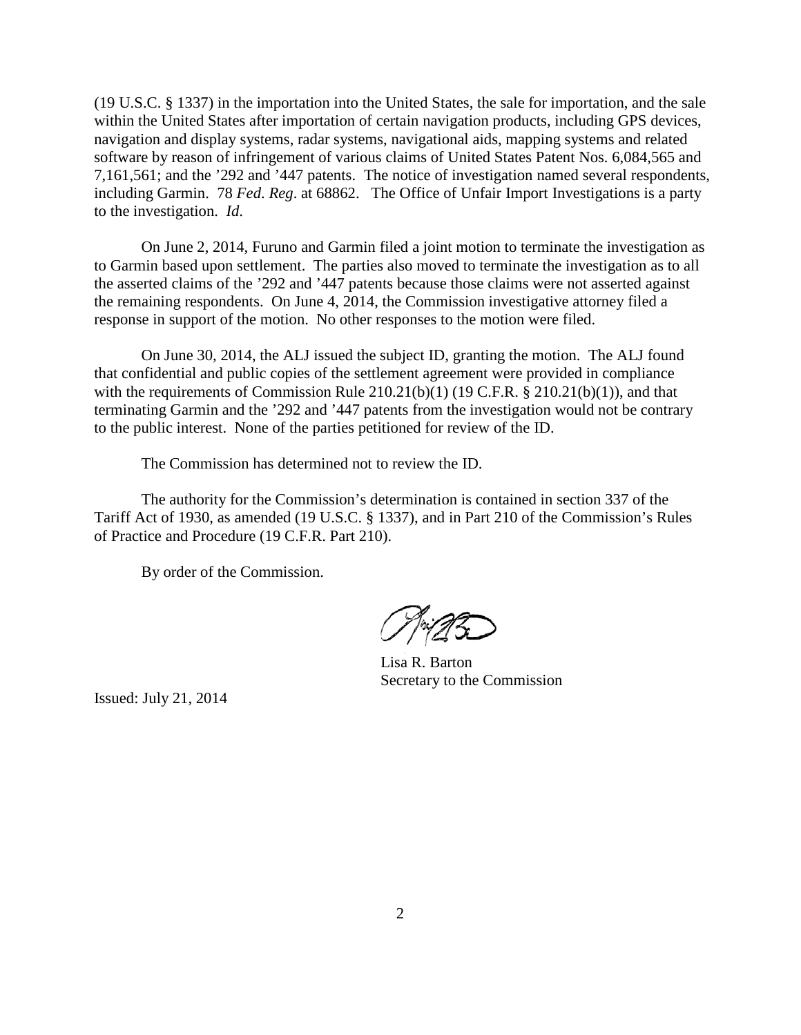(19 U.S.C. § 1337) in the importation into the United States, the sale for importation, and the sale within the United States after importation of certain navigation products, including GPS devices, navigation and display systems, radar systems, navigational aids, mapping systems and related software by reason of infringement of various claims of United States Patent Nos. 6,084,565 and 7,161,561; and the '292 and '447 patents. The notice of investigation named several respondents, including Garmin. 78 *Fed*. *Reg*. at 68862. The Office of Unfair Import Investigations is a party to the investigation. *Id*.

On June 2, 2014, Furuno and Garmin filed a joint motion to terminate the investigation as to Garmin based upon settlement. The parties also moved to terminate the investigation as to all the asserted claims of the '292 and '447 patents because those claims were not asserted against the remaining respondents. On June 4, 2014, the Commission investigative attorney filed a response in support of the motion. No other responses to the motion were filed.

On June 30, 2014, the ALJ issued the subject ID, granting the motion. The ALJ found that confidential and public copies of the settlement agreement were provided in compliance with the requirements of Commission Rule 210.21(b)(1) (19 C.F.R. § 210.21(b)(1)), and that terminating Garmin and the '292 and '447 patents from the investigation would not be contrary to the public interest. None of the parties petitioned for review of the ID.

The Commission has determined not to review the ID.

The authority for the Commission's determination is contained in section 337 of the Tariff Act of 1930, as amended (19 U.S.C. § 1337), and in Part 210 of the Commission's Rules of Practice and Procedure (19 C.F.R. Part 210).

By order of the Commission.

Lisa R. Barton
Secretary to the Commission

Issued: July 21, 2014